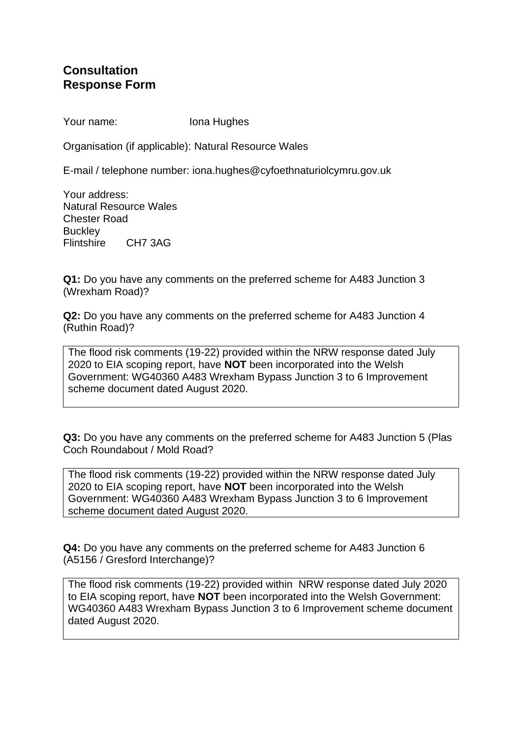# Consultation Response Form

Your name: Iona Hughes

Organisation (if applicable): Natural Resource Wales

E-mail / telephone number: iona.hughes@cyfoethnaturiolcymru.gov.uk

Your address:
Natural Resource Wales
Chester Road
Buckley
Flintshire CH7 3AG

**Q1:** Do you have any comments on the preferred scheme for A483 Junction 3 (Wrexham Road)?

**Q2:** Do you have any comments on the preferred scheme for A483 Junction 4 (Ruthin Road)?

The flood risk comments (19-22) provided within the NRW response dated July 2020 to EIA scoping report, have **NOT** been incorporated into the Welsh Government: WG40360 A483 Wrexham Bypass Junction 3 to 6 Improvement scheme document dated August 2020.

**Q3:** Do you have any comments on the preferred scheme for A483 Junction 5 (Plas Coch Roundabout / Mold Road?

The flood risk comments (19-22) provided within the NRW response dated July 2020 to EIA scoping report, have **NOT** been incorporated into the Welsh Government: WG40360 A483 Wrexham Bypass Junction 3 to 6 Improvement scheme document dated August 2020.

**Q4:** Do you have any comments on the preferred scheme for A483 Junction 6 (A5156 / Gresford Interchange)?

The flood risk comments (19-22) provided within NRW response dated July 2020 to EIA scoping report, have **NOT** been incorporated into the Welsh Government: WG40360 A483 Wrexham Bypass Junction 3 to 6 Improvement scheme document dated August 2020.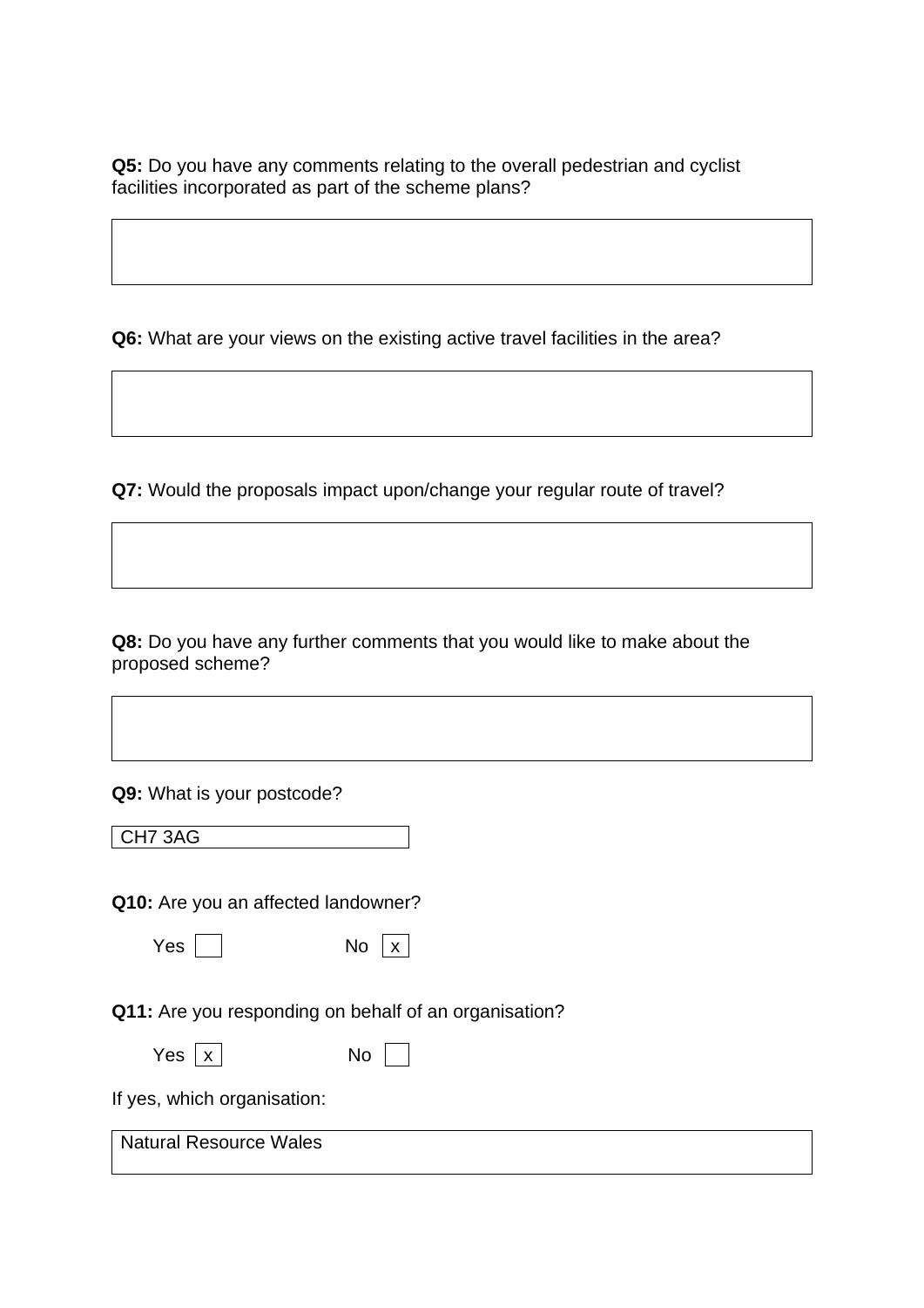**Q5:** Do you have any comments relating to the overall pedestrian and cyclist facilities incorporated as part of the scheme plans?

**Q6:** What are your views on the existing active travel facilities in the area?

**Q7:** Would the proposals impact upon/change your regular route of travel?

**Q8:** Do you have any further comments that you would like to make about the proposed scheme?

**Q9:** What is your postcode?

CH7 3AG

**Q10:** Are you an affected landowner?

Yes [ ] No [x]

**Q11:** Are you responding on behalf of an organisation?

Yes [x] No [ ]

If yes, which organisation:

Natural Resource Wales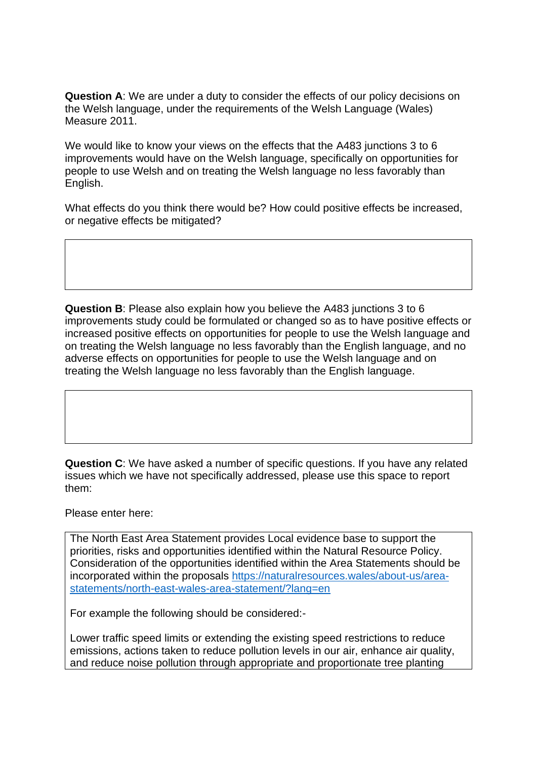**Question A**: We are under a duty to consider the effects of our policy decisions on the Welsh language, under the requirements of the Welsh Language (Wales) Measure 2011.

We would like to know your views on the effects that the A483 junctions 3 to 6 improvements would have on the Welsh language, specifically on opportunities for people to use Welsh and on treating the Welsh language no less favorably than English.

What effects do you think there would be? How could positive effects be increased, or negative effects be mitigated?

| |
|---|
| |

**Question B**: Please also explain how you believe the A483 junctions 3 to 6 improvements study could be formulated or changed so as to have positive effects or increased positive effects on opportunities for people to use the Welsh language and on treating the Welsh language no less favorably than the English language, and no adverse effects on opportunities for people to use the Welsh language and on treating the Welsh language no less favorably than the English language.

| |
|---|
| |

**Question C**: We have asked a number of specific questions. If you have any related issues which we have not specifically addressed, please use this space to report them:

Please enter here:

The North East Area Statement provides Local evidence base to support the priorities, risks and opportunities identified within the Natural Resource Policy. Consideration of the opportunities identified within the Area Statements should be incorporated within the proposals [https://naturalresources.wales/about-us/area-statements/north-east-wales-area-statement/?lang=en](https://naturalresources.wales/about-us/area-statements/north-east-wales-area-statement/?lang=en)

For example the following should be considered:-

Lower traffic speed limits or extending the existing speed restrictions to reduce emissions, actions taken to reduce pollution levels in our air, enhance air quality, and reduce noise pollution through appropriate and proportionate tree planting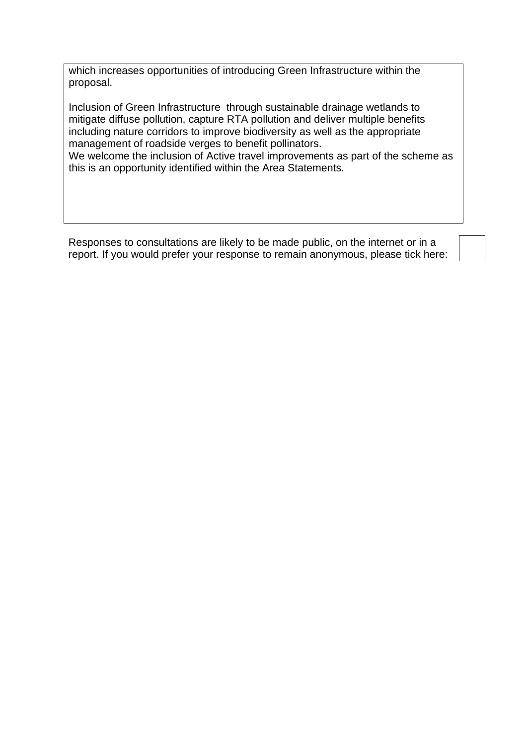which increases opportunities of introducing Green Infrastructure within the proposal.

Inclusion of Green Infrastructure through sustainable drainage wetlands to mitigate diffuse pollution, capture RTA pollution and deliver multiple benefits including nature corridors to improve biodiversity as well as the appropriate management of roadside verges to benefit pollinators.
We welcome the inclusion of Active travel improvements as part of the scheme as this is an opportunity identified within the Area Statements.

Responses to consultations are likely to be made public, on the internet or in a report. If you would prefer your response to remain anonymous, please tick here: ☐